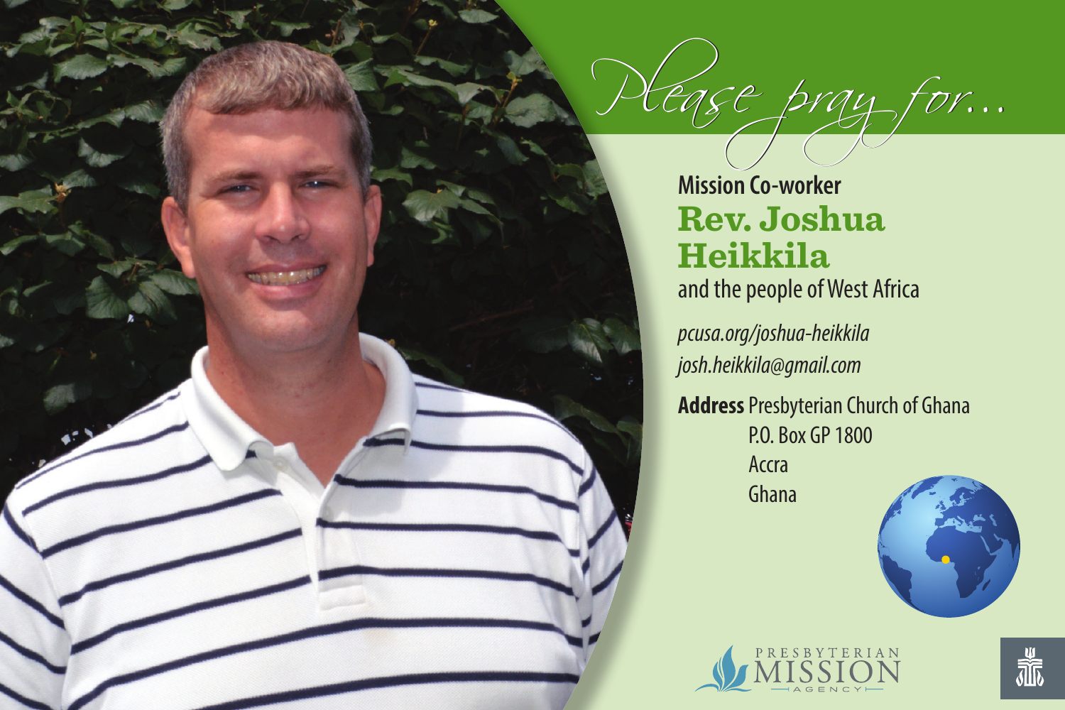# *Please pray for...*

**Mission Co-worker**

## Rev. Joshua Heikkila

and the people of West Africa

*pcusa.org/joshua-heikkila*

*josh.heikkila@gmail.com*

**Address** Presbyterian Church of Ghana
P.O. Box GP 1800
Accra
Ghana

PRESBYTERIAN MISSION AGENCY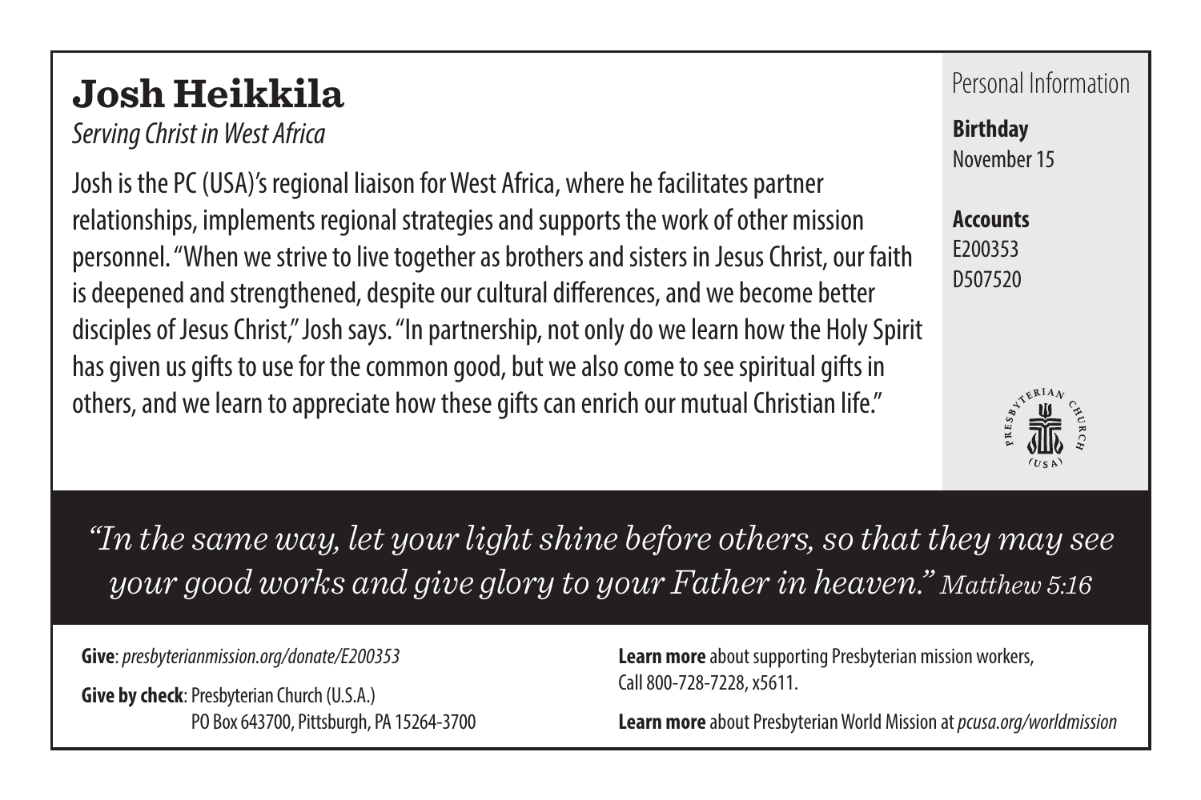# Josh Heikkila

*Serving Christ in West Africa*

Josh is the PC (USA)'s regional liaison for West Africa, where he facilitates partner relationships, implements regional strategies and supports the work of other mission personnel. "When we strive to live together as brothers and sisters in Jesus Christ, our faith is deepened and strengthened, despite our cultural differences, and we become better disciples of Jesus Christ," Josh says. "In partnership, not only do we learn how the Holy Spirit has given us gifts to use for the common good, but we also come to see spiritual gifts in others, and we learn to appreciate how these gifts can enrich our mutual Christian life."

## Personal Information

**Birthday**
November 15

**Accounts**
E200353
D507520

*"In the same way, let your light shine before others, so that they may see your good works and give glory to your Father in heaven." Matthew 5:16*

**Give**: *presbyterianmission.org/donate/E200353*

**Give by check**: Presbyterian Church (U.S.A.)
PO Box 643700, Pittsburgh, PA 15264-3700

**Learn more** about supporting Presbyterian mission workers,
Call 800-728-7228, x5611.

**Learn more** about Presbyterian World Mission at *pcusa.org/worldmission*